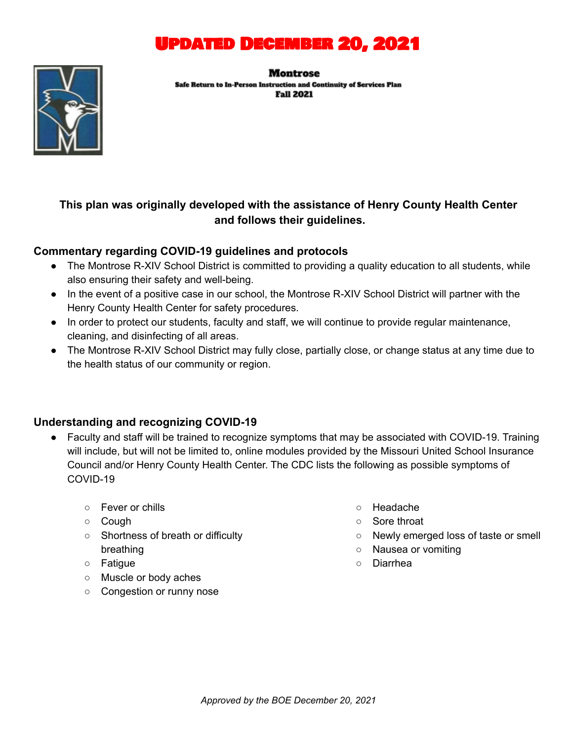# Updated December 20, 2021

**Montrose**

**Safe Return to In-Person Instruction and Continuity of Services Plan**

**Fall 2021**

**This plan was originally developed with the assistance of Henry County Health Center and follows their guidelines.**

## Commentary regarding COVID-19 guidelines and protocols

- The Montrose R-XIV School District is committed to providing a quality education to all students, while also ensuring their safety and well-being.
- In the event of a positive case in our school, the Montrose R-XIV School District will partner with the Henry County Health Center for safety procedures.
- In order to protect our students, faculty and staff, we will continue to provide regular maintenance, cleaning, and disinfecting of all areas.
- The Montrose R-XIV School District may fully close, partially close, or change status at any time due to the health status of our community or region.

## Understanding and recognizing COVID-19

- Faculty and staff will be trained to recognize symptoms that may be associated with COVID-19. Training will include, but will not be limited to, online modules provided by the Missouri United School Insurance Council and/or Henry County Health Center. The CDC lists the following as possible symptoms of COVID-19
    - Fever or chills
    - Cough
    - Shortness of breath or difficulty breathing
    - Fatigue
    - Muscle or body aches
    - Congestion or runny nose
    - Headache
    - Sore throat
    - Newly emerged loss of taste or smell
    - Nausea or vomiting
    - Diarrhea

*Approved by the BOE December 20, 2021*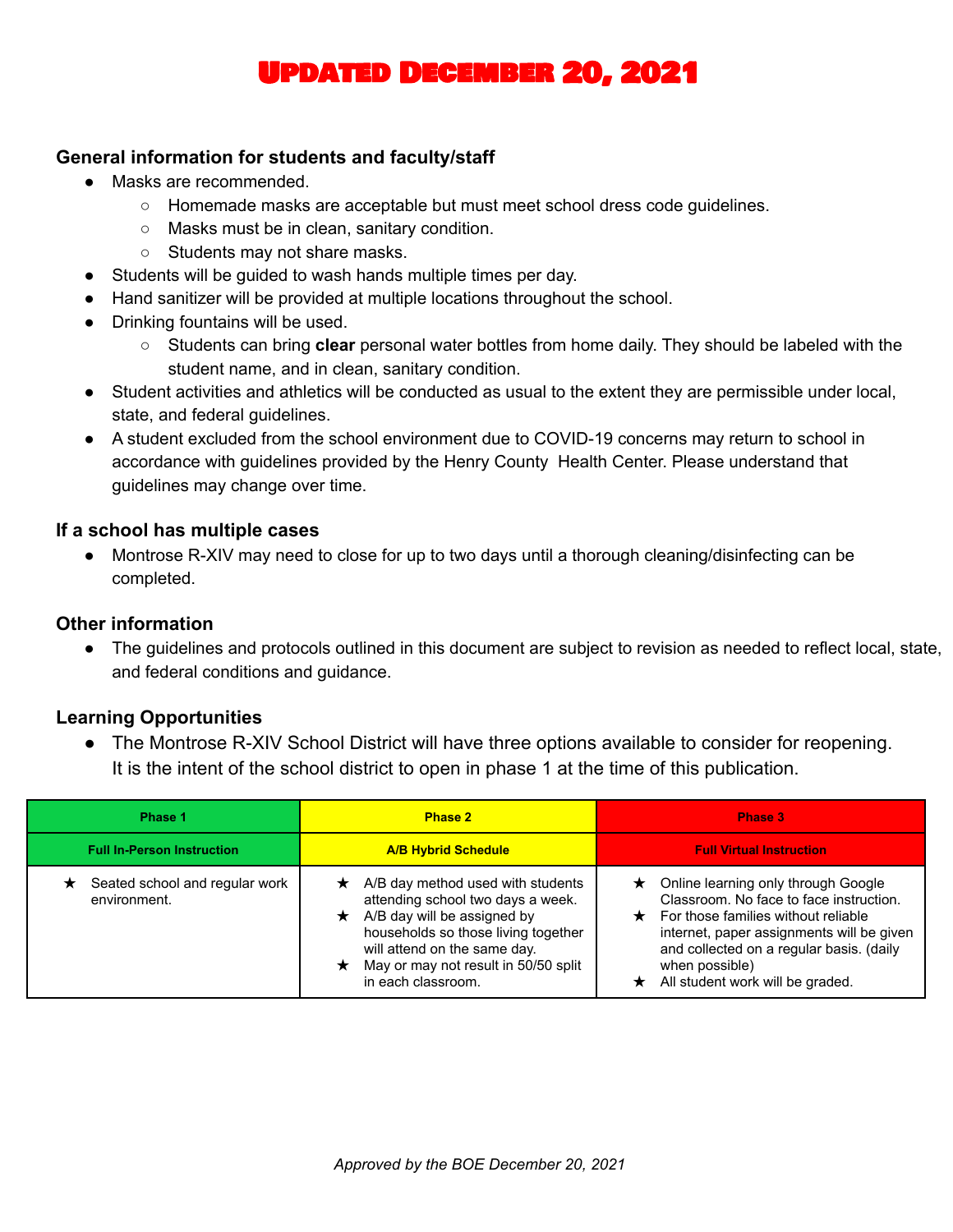# Updated December 20, 2021

### General information for students and faculty/staff

- Masks are recommended.
  - Homemade masks are acceptable but must meet school dress code guidelines.
  - Masks must be in clean, sanitary condition.
  - Students may not share masks.
- Students will be guided to wash hands multiple times per day.
- Hand sanitizer will be provided at multiple locations throughout the school.
- Drinking fountains will be used.
  - Students can bring **clear** personal water bottles from home daily. They should be labeled with the student name, and in clean, sanitary condition.
- Student activities and athletics will be conducted as usual to the extent they are permissible under local, state, and federal guidelines.
- A student excluded from the school environment due to COVID-19 concerns may return to school in accordance with guidelines provided by the Henry County Health Center. Please understand that guidelines may change over time.

### If a school has multiple cases

- Montrose R-XIV may need to close for up to two days until a thorough cleaning/disinfecting can be completed.

### Other information

- The guidelines and protocols outlined in this document are subject to revision as needed to reflect local, state, and federal conditions and guidance.

### Learning Opportunities

- The Montrose R-XIV School District will have three options available to consider for reopening. It is the intent of the school district to open in phase 1 at the time of this publication.

| Phase 1 | Phase 2 | Phase 3 |
|---|---|---|
| **Full In-Person Instruction** | **A/B Hybrid Schedule** | **Full Virtual Instruction** |
| ★ Seated school and regular work environment. | ★ A/B day method used with students attending school two days a week.<br>★ A/B day will be assigned by households so those living together will attend on the same day.<br>★ May or may not result in 50/50 split in each classroom. | ★ Online learning only through Google Classroom. No face to face instruction.<br>★ For those families without reliable internet, paper assignments will be given and collected on a regular basis. (daily when possible)<br>★ All student work will be graded. |

*Approved by the BOE December 20, 2021*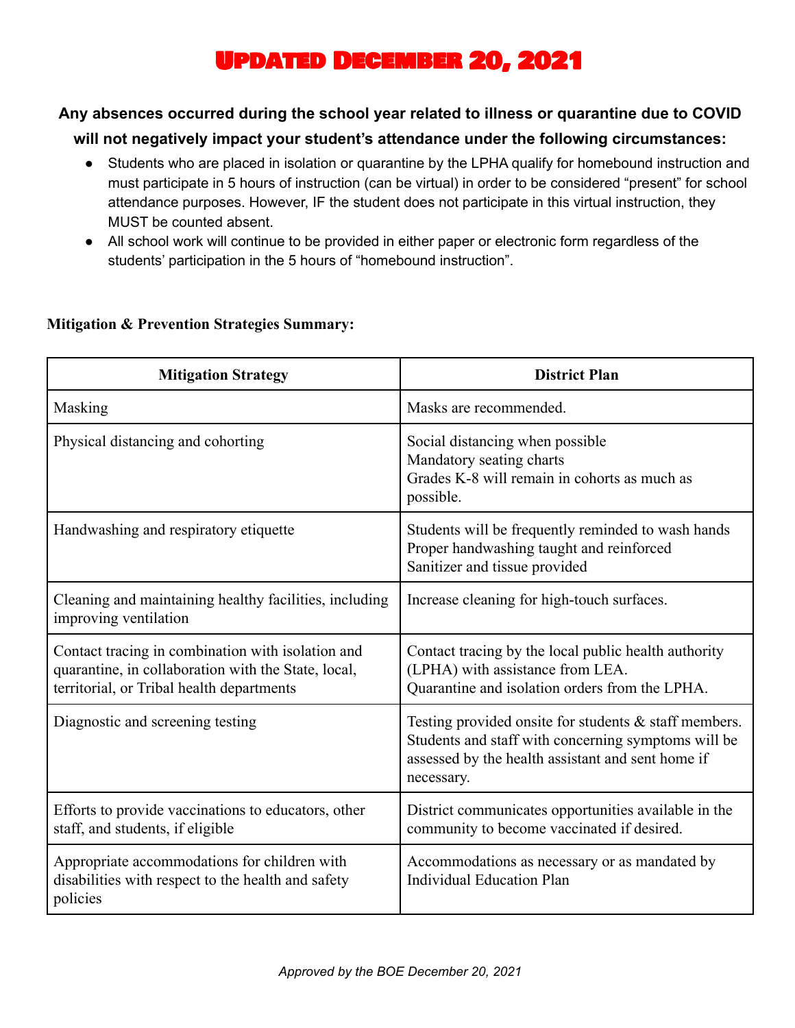# Updated December 20, 2021

**Any absences occurred during the school year related to illness or quarantine due to COVID will not negatively impact your student's attendance under the following circumstances:**

- Students who are placed in isolation or quarantine by the LPHA qualify for homebound instruction and must participate in 5 hours of instruction (can be virtual) in order to be considered "present" for school attendance purposes. However, IF the student does not participate in this virtual instruction, they MUST be counted absent.
- All school work will continue to be provided in either paper or electronic form regardless of the students' participation in the 5 hours of "homebound instruction".

**Mitigation & Prevention Strategies Summary:**

| Mitigation Strategy | District Plan |
|---|---|
| Masking | Masks are recommended. |
| Physical distancing and cohorting | Social distancing when possible<br>Mandatory seating charts<br>Grades K-8 will remain in cohorts as much as possible. |
| Handwashing and respiratory etiquette | Students will be frequently reminded to wash hands<br>Proper handwashing taught and reinforced<br>Sanitizer and tissue provided |
| Cleaning and maintaining healthy facilities, including improving ventilation | Increase cleaning for high-touch surfaces. |
| Contact tracing in combination with isolation and quarantine, in collaboration with the State, local, territorial, or Tribal health departments | Contact tracing by the local public health authority (LPHA) with assistance from LEA.<br>Quarantine and isolation orders from the LPHA. |
| Diagnostic and screening testing | Testing provided onsite for students & staff members. Students and staff with concerning symptoms will be assessed by the health assistant and sent home if necessary. |
| Efforts to provide vaccinations to educators, other staff, and students, if eligible | District communicates opportunities available in the community to become vaccinated if desired. |
| Appropriate accommodations for children with disabilities with respect to the health and safety policies | Accommodations as necessary or as mandated by Individual Education Plan |

*Approved by the BOE December 20, 2021*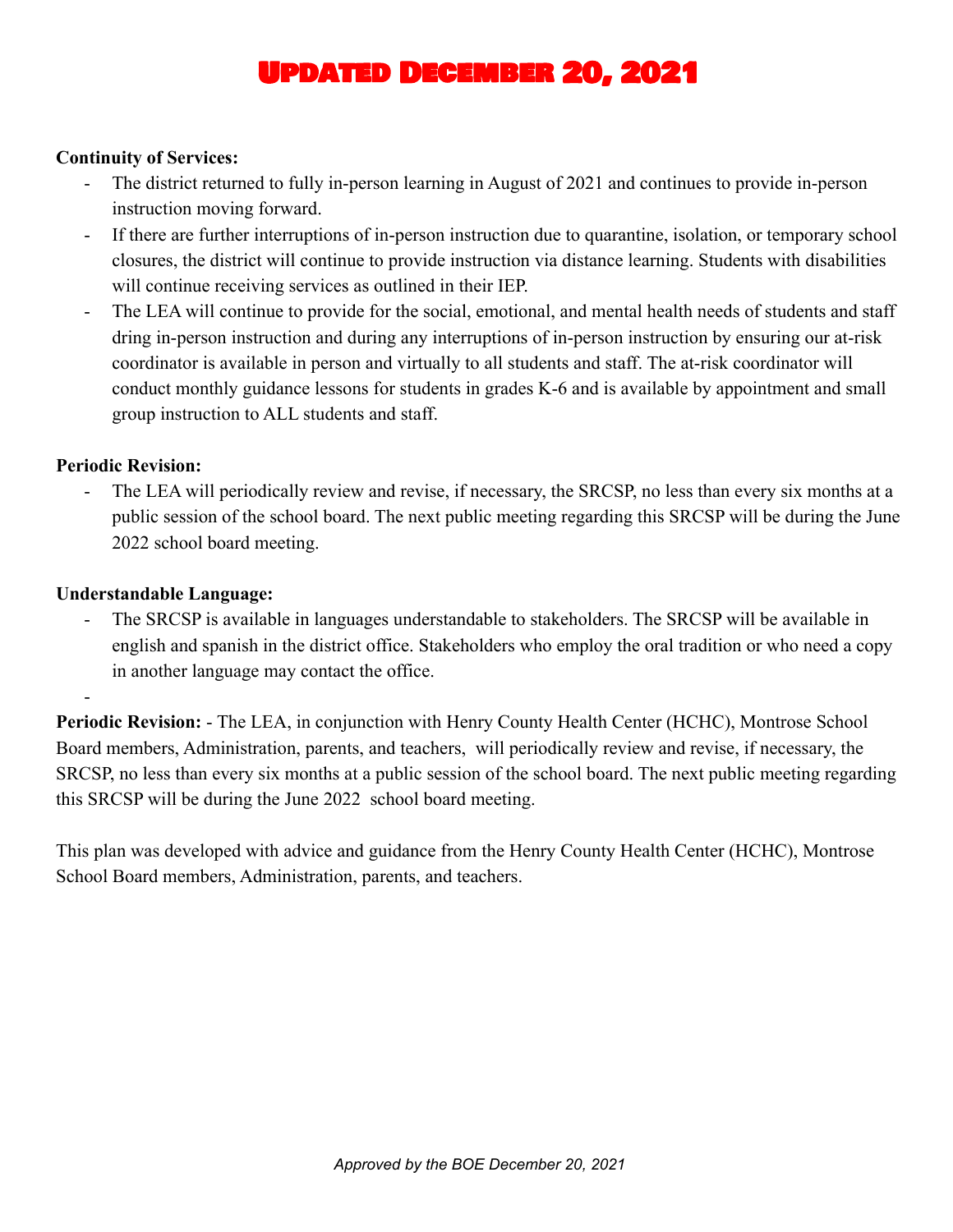# UPDATED DECEMBER 20, 2021

**Continuity of Services:**

- The district returned to fully in-person learning in August of 2021 and continues to provide in-person instruction moving forward.
- If there are further interruptions of in-person instruction due to quarantine, isolation, or temporary school closures, the district will continue to provide instruction via distance learning. Students with disabilities will continue receiving services as outlined in their IEP.
- The LEA will continue to provide for the social, emotional, and mental health needs of students and staff dring in-person instruction and during any interruptions of in-person instruction by ensuring our at-risk coordinator is available in person and virtually to all students and staff. The at-risk coordinator will conduct monthly guidance lessons for students in grades K-6 and is available by appointment and small group instruction to ALL students and staff.

**Periodic Revision:**

- The LEA will periodically review and revise, if necessary, the SRCSP, no less than every six months at a public session of the school board. The next public meeting regarding this SRCSP will be during the June 2022 school board meeting.

**Understandable Language:**

- The SRCSP is available in languages understandable to stakeholders. The SRCSP will be available in english and spanish in the district office. Stakeholders who employ the oral tradition or who need a copy in another language may contact the office.

-

**Periodic Revision:** - The LEA, in conjunction with Henry County Health Center (HCHC), Montrose School Board members, Administration, parents, and teachers, will periodically review and revise, if necessary, the SRCSP, no less than every six months at a public session of the school board. The next public meeting regarding this SRCSP will be during the June 2022 school board meeting.

This plan was developed with advice and guidance from the Henry County Health Center (HCHC), Montrose School Board members, Administration, parents, and teachers.

*Approved by the BOE December 20, 2021*